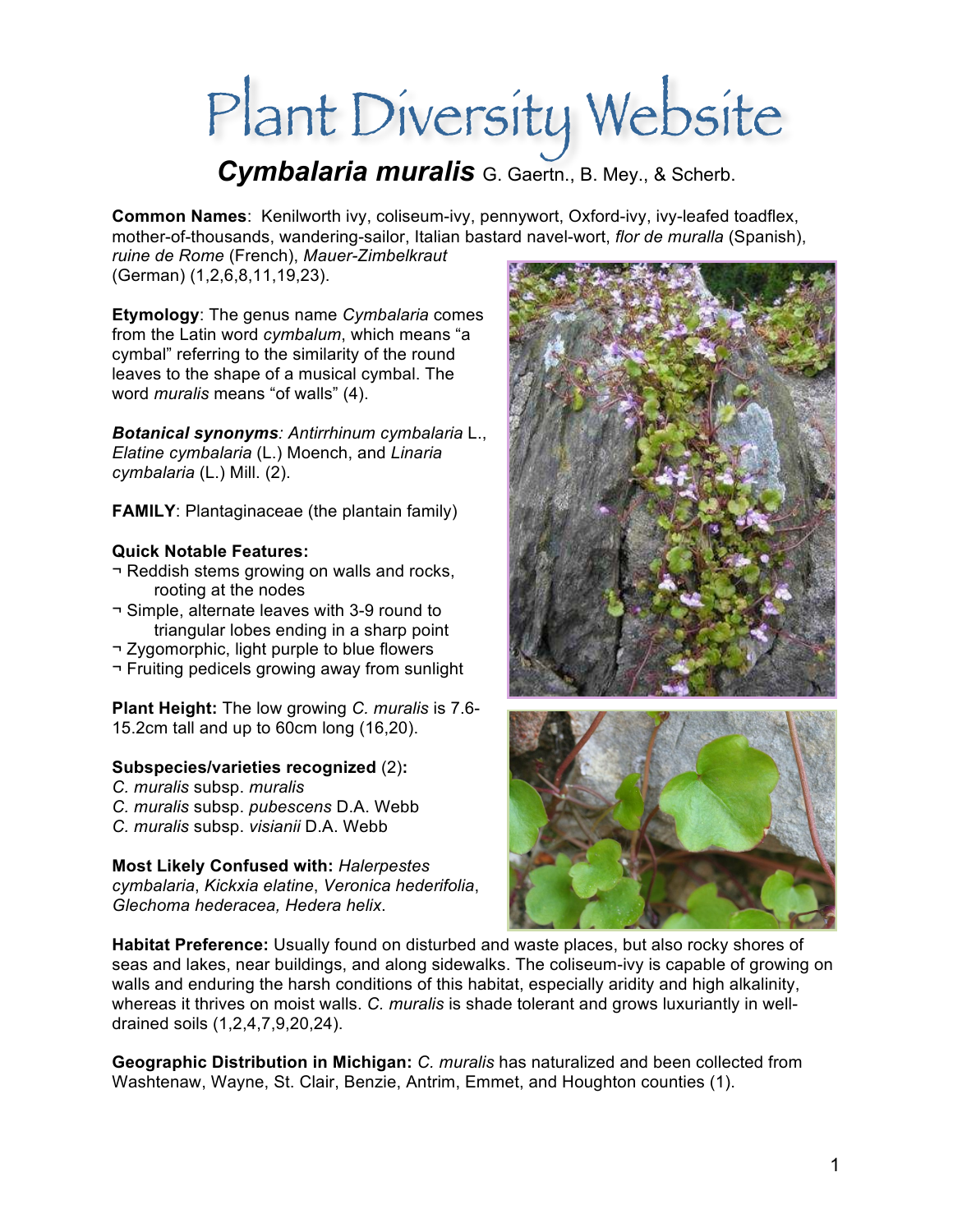# Plant Diversity Website

## *Cymbalaria muralis* G. Gaertn., B. Mey., & Scherb.

**Common Names**: Kenilworth ivy, coliseum-ivy, pennywort, Oxford-ivy, ivy-leafed toadflex, mother-of-thousands, wandering-sailor, Italian bastard navel-wort, *flor de muralla* (Spanish), *ruine de Rome* (French), *Mauer-Zimbelkraut* (German) (1,2,6,8,11,19,23).

**Etymology**: The genus name *Cymbalaria* comes from the Latin word *cymbalum*, which means "a cymbal" referring to the similarity of the round leaves to the shape of a musical cymbal. The word *muralis* means "of walls" (4).

***Botanical synonyms****: Antirrhinum cymbalaria* L., *Elatine cymbalaria* (L.) Moench, and *Linaria cymbalaria* (L.) Mill. (2).

**FAMILY**: Plantaginaceae (the plantain family)

**Quick Notable Features:**

¬ Reddish stems growing on walls and rocks, rooting at the nodes
¬ Simple, alternate leaves with 3-9 round to triangular lobes ending in a sharp point
¬ Zygomorphic, light purple to blue flowers
¬ Fruiting pedicels growing away from sunlight

**Plant Height:** The low growing *C. muralis* is 7.6-15.2cm tall and up to 60cm long (16,20).

**Subspecies/varieties recognized** (2)**:**

*C. muralis* subsp. *muralis*
*C. muralis* subsp. *pubescens* D.A. Webb
*C. muralis* subsp. *visianii* D.A. Webb

**Most Likely Confused with:** *Halerpestes cymbalaria*, *Kickxia elatine*, *Veronica hederifolia*, *Glechoma hederacea, Hedera helix*.

**Habitat Preference:** Usually found on disturbed and waste places, but also rocky shores of seas and lakes, near buildings, and along sidewalks. The coliseum-ivy is capable of growing on walls and enduring the harsh conditions of this habitat, especially aridity and high alkalinity, whereas it thrives on moist walls. *C. muralis* is shade tolerant and grows luxuriantly in well-drained soils (1,2,4,7,9,20,24).

**Geographic Distribution in Michigan:** *C. muralis* has naturalized and been collected from Washtenaw, Wayne, St. Clair, Benzie, Antrim, Emmet, and Houghton counties (1).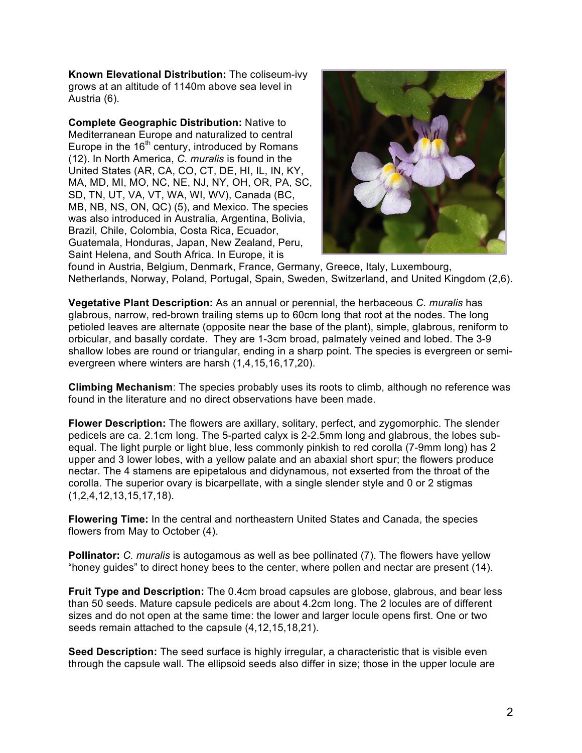**Known Elevational Distribution:** The coliseum-ivy grows at an altitude of 1140m above sea level in Austria (6).

**Complete Geographic Distribution:** Native to Mediterranean Europe and naturalized to central Europe in the 16th century, introduced by Romans (12). In North America, *C. muralis* is found in the United States (AR, CA, CO, CT, DE, HI, IL, IN, KY, MA, MD, MI, MO, NC, NE, NJ, NY, OH, OR, PA, SC, SD, TN, UT, VA, VT, WA, WI, WV), Canada (BC, MB, NB, NS, ON, QC) (5), and Mexico. The species was also introduced in Australia, Argentina, Bolivia, Brazil, Chile, Colombia, Costa Rica, Ecuador, Guatemala, Honduras, Japan, New Zealand, Peru, Saint Helena, and South Africa. In Europe, it is found in Austria, Belgium, Denmark, France, Germany, Greece, Italy, Luxembourg, Netherlands, Norway, Poland, Portugal, Spain, Sweden, Switzerland, and United Kingdom (2,6).

**Vegetative Plant Description:** As an annual or perennial, the herbaceous *C. muralis* has glabrous, narrow, red-brown trailing stems up to 60cm long that root at the nodes. The long petioled leaves are alternate (opposite near the base of the plant), simple, glabrous, reniform to orbicular, and basally cordate. They are 1-3cm broad, palmately veined and lobed. The 3-9 shallow lobes are round or triangular, ending in a sharp point. The species is evergreen or semi-evergreen where winters are harsh (1,4,15,16,17,20).

**Climbing Mechanism**: The species probably uses its roots to climb, although no reference was found in the literature and no direct observations have been made.

**Flower Description:** The flowers are axillary, solitary, perfect, and zygomorphic. The slender pedicels are ca. 2.1cm long. The 5-parted calyx is 2-2.5mm long and glabrous, the lobes sub-equal. The light purple or light blue, less commonly pinkish to red corolla (7-9mm long) has 2 upper and 3 lower lobes, with a yellow palate and an abaxial short spur; the flowers produce nectar. The 4 stamens are epipetalous and didynamous, not exserted from the throat of the corolla. The superior ovary is bicarpellate, with a single slender style and 0 or 2 stigmas (1,2,4,12,13,15,17,18).

**Flowering Time:** In the central and northeastern United States and Canada, the species flowers from May to October (4).

**Pollinator:** *C. muralis* is autogamous as well as bee pollinated (7). The flowers have yellow "honey guides" to direct honey bees to the center, where pollen and nectar are present (14).

**Fruit Type and Description:** The 0.4cm broad capsules are globose, glabrous, and bear less than 50 seeds. Mature capsule pedicels are about 4.2cm long. The 2 locules are of different sizes and do not open at the same time: the lower and larger locule opens first. One or two seeds remain attached to the capsule (4,12,15,18,21).

**Seed Description:** The seed surface is highly irregular, a characteristic that is visible even through the capsule wall. The ellipsoid seeds also differ in size; those in the upper locule are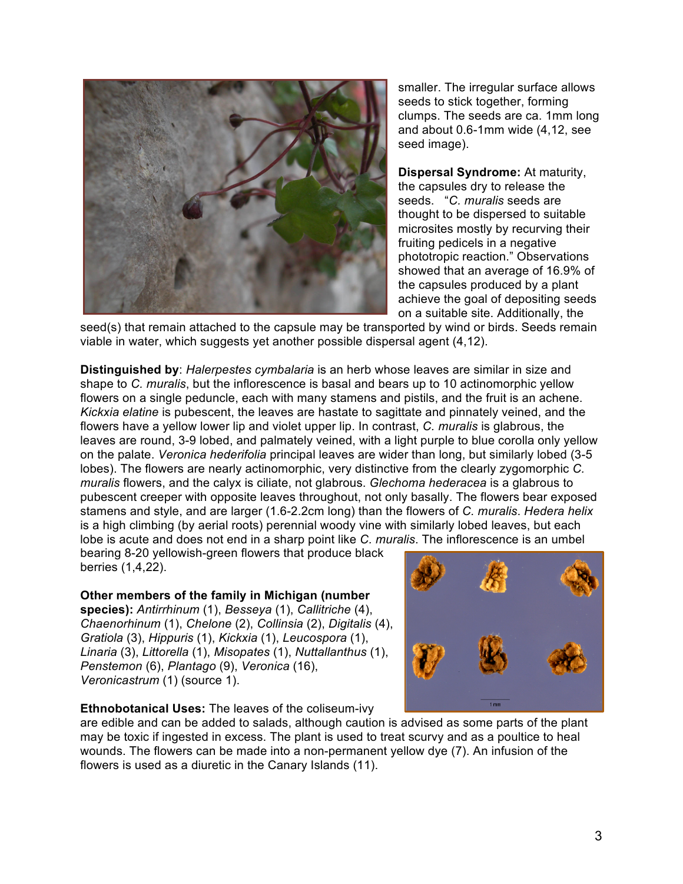smaller. The irregular surface allows seeds to stick together, forming clumps. The seeds are ca. 1mm long and about 0.6-1mm wide (4,12, see seed image).

**Dispersal Syndrome:** At maturity, the capsules dry to release the seeds. "*C. muralis* seeds are thought to be dispersed to suitable microsites mostly by recurving their fruiting pedicels in a negative phototropic reaction." Observations showed that an average of 16.9% of the capsules produced by a plant achieve the goal of depositing seeds on a suitable site. Additionally, the seed(s) that remain attached to the capsule may be transported by wind or birds. Seeds remain viable in water, which suggests yet another possible dispersal agent (4,12).

**Distinguished by**: *Halerpestes cymbalaria* is an herb whose leaves are similar in size and shape to *C. muralis*, but the inflorescence is basal and bears up to 10 actinomorphic yellow flowers on a single peduncle, each with many stamens and pistils, and the fruit is an achene. *Kickxia elatine* is pubescent, the leaves are hastate to sagittate and pinnately veined, and the flowers have a yellow lower lip and violet upper lip. In contrast, *C. muralis* is glabrous, the leaves are round, 3-9 lobed, and palmately veined, with a light purple to blue corolla only yellow on the palate. *Veronica hederifolia* principal leaves are wider than long, but similarly lobed (3-5 lobes). The flowers are nearly actinomorphic, very distinctive from the clearly zygomorphic *C. muralis* flowers, and the calyx is ciliate, not glabrous. *Glechoma hederacea* is a glabrous to pubescent creeper with opposite leaves throughout, not only basally. The flowers bear exposed stamens and style, and are larger (1.6-2.2cm long) than the flowers of *C. muralis*. *Hedera helix* is a high climbing (by aerial roots) perennial woody vine with similarly lobed leaves, but each lobe is acute and does not end in a sharp point like *C. muralis*. The inflorescence is an umbel bearing 8-20 yellowish-green flowers that produce black berries (1,4,22).

**Other members of the family in Michigan (number species):** *Antirrhinum* (1), *Besseya* (1), *Callitriche* (4), *Chaenorhinum* (1), *Chelone* (2), *Collinsia* (2), *Digitalis* (4), *Gratiola* (3), *Hippuris* (1), *Kickxia* (1), *Leucospora* (1), *Linaria* (3), *Littorella* (1), *Misopates* (1), *Nuttallanthus* (1), *Penstemon* (6), *Plantago* (9), *Veronica* (16), *Veronicastrum* (1) (source 1).

**Ethnobotanical Uses:** The leaves of the coliseum-ivy are edible and can be added to salads, although caution is advised as some parts of the plant may be toxic if ingested in excess. The plant is used to treat scurvy and as a poultice to heal wounds. The flowers can be made into a non-permanent yellow dye (7). An infusion of the flowers is used as a diuretic in the Canary Islands (11).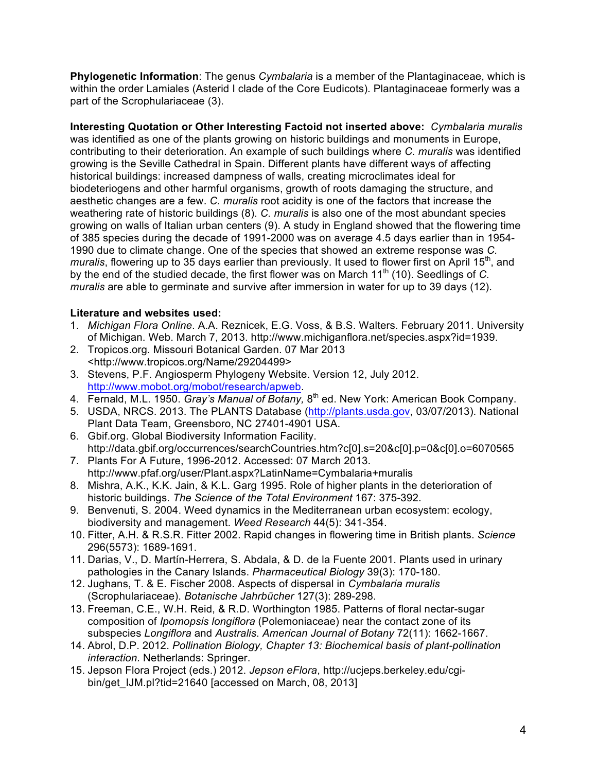**Phylogenetic Information**: The genus *Cymbalaria* is a member of the Plantaginaceae, which is within the order Lamiales (Asterid I clade of the Core Eudicots). Plantaginaceae formerly was a part of the Scrophulariaceae (3).

**Interesting Quotation or Other Interesting Factoid not inserted above:** *Cymbalaria muralis* was identified as one of the plants growing on historic buildings and monuments in Europe, contributing to their deterioration. An example of such buildings where *C. muralis* was identified growing is the Seville Cathedral in Spain. Different plants have different ways of affecting historical buildings: increased dampness of walls, creating microclimates ideal for biodeteriogens and other harmful organisms, growth of roots damaging the structure, and aesthetic changes are a few. *C. muralis* root acidity is one of the factors that increase the weathering rate of historic buildings (8). *C. muralis* is also one of the most abundant species growing on walls of Italian urban centers (9). A study in England showed that the flowering time of 385 species during the decade of 1991-2000 was on average 4.5 days earlier than in 1954-1990 due to climate change. One of the species that showed an extreme response was *C. muralis*, flowering up to 35 days earlier than previously. It used to flower first on April 15th, and by the end of the studied decade, the first flower was on March 11th (10). Seedlings of *C. muralis* are able to germinate and survive after immersion in water for up to 39 days (12).

**Literature and websites used:**

1. *Michigan Flora Online*. A.A. Reznicek, E.G. Voss, & B.S. Walters. February 2011. University of Michigan. Web. March 7, 2013. http://www.michiganflora.net/species.aspx?id=1939.
2. Tropicos.org. Missouri Botanical Garden. 07 Mar 2013 <http://www.tropicos.org/Name/29204499>
3. Stevens, P.F. Angiosperm Phylogeny Website. Version 12, July 2012. http://www.mobot.org/mobot/research/apweb.
4. Fernald, M.L. 1950. *Gray's Manual of Botany,* 8th ed. New York: American Book Company.
5. USDA, NRCS. 2013. The PLANTS Database (http://plants.usda.gov, 03/07/2013). National Plant Data Team, Greensboro, NC 27401-4901 USA.
6. Gbif.org. Global Biodiversity Information Facility. http://data.gbif.org/occurrences/searchCountries.htm?c[0].s=20&c[0].p=0&c[0].o=6070565
7. Plants For A Future, 1996-2012. Accessed: 07 March 2013. http://www.pfaf.org/user/Plant.aspx?LatinName=Cymbalaria+muralis
8. Mishra, A.K., K.K. Jain, & K.L. Garg 1995. Role of higher plants in the deterioration of historic buildings. *The Science of the Total Environment* 167: 375-392.
9. Benvenuti, S. 2004. Weed dynamics in the Mediterranean urban ecosystem: ecology, biodiversity and management. *Weed Research* 44(5): 341-354.
10. Fitter, A.H. & R.S.R. Fitter 2002. Rapid changes in flowering time in British plants. *Science* 296(5573): 1689-1691.
11. Darias, V., D. Martín-Herrera, S. Abdala, & D. de la Fuente 2001. Plants used in urinary pathologies in the Canary Islands. *Pharmaceutical Biology* 39(3): 170-180.
12. Jughans, T. & E. Fischer 2008. Aspects of dispersal in *Cymbalaria muralis* (Scrophulariaceae). *Botanische Jahrbücher* 127(3): 289-298.
13. Freeman, C.E., W.H. Reid, & R.D. Worthington 1985. Patterns of floral nectar-sugar composition of *Ipomopsis longiflora* (Polemoniaceae) near the contact zone of its subspecies *Longiflora* and *Australis*. *American Journal of Botany* 72(11): 1662-1667.
14. Abrol, D.P. 2012. *Pollination Biology, Chapter 13: Biochemical basis of plant-pollination interaction.* Netherlands: Springer.
15. Jepson Flora Project (eds.) 2012. *Jepson eFlora*, http://ucjeps.berkeley.edu/cgi-bin/get_IJM.pl?tid=21640 [accessed on March, 08, 2013]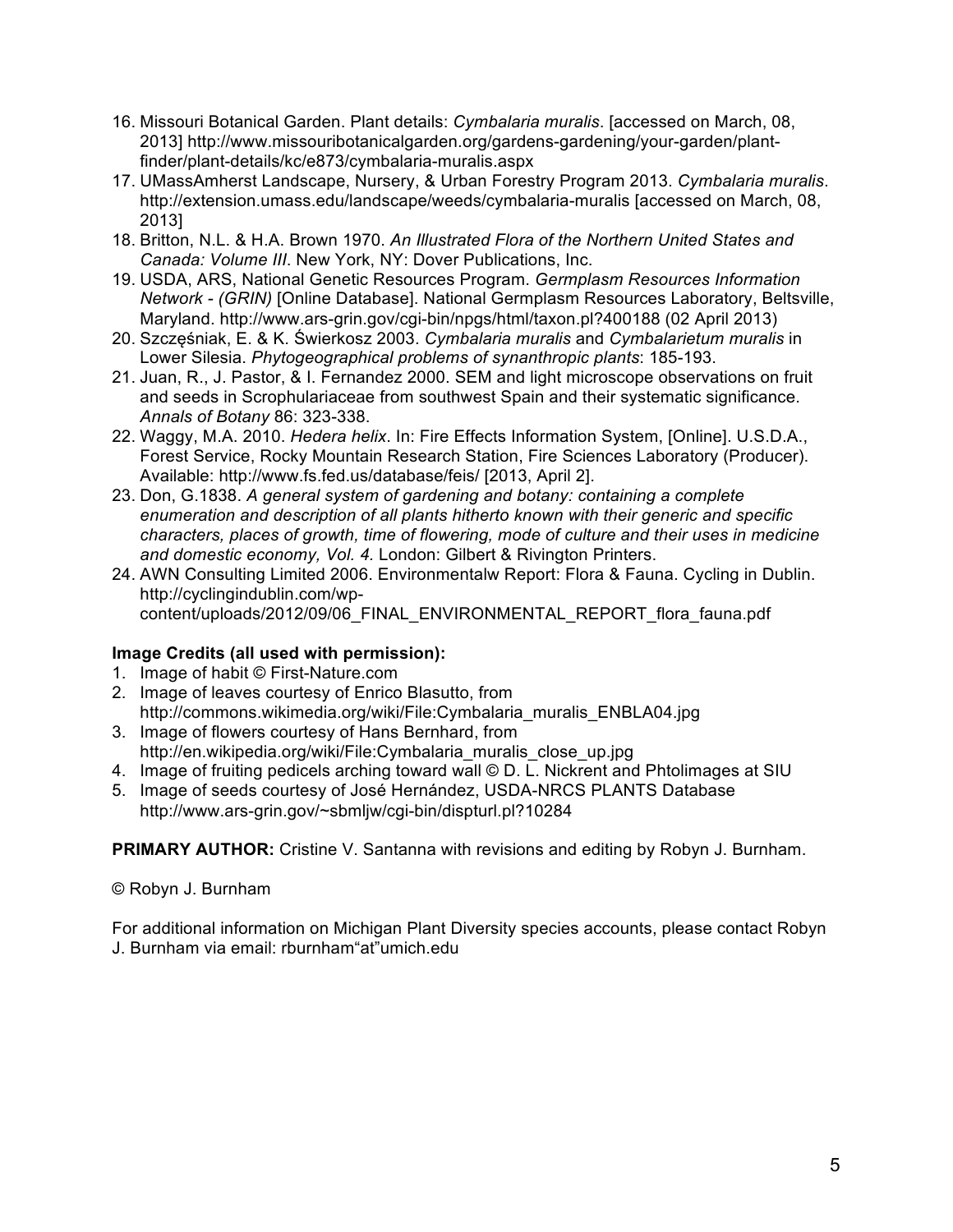16. Missouri Botanical Garden. Plant details: *Cymbalaria muralis*. [accessed on March, 08, 2013] http://www.missouribotanicalgarden.org/gardens-gardening/your-garden/plant-finder/plant-details/kc/e873/cymbalaria-muralis.aspx
17. UMassAmherst Landscape, Nursery, & Urban Forestry Program 2013. *Cymbalaria muralis*. http://extension.umass.edu/landscape/weeds/cymbalaria-muralis [accessed on March, 08, 2013]
18. Britton, N.L. & H.A. Brown 1970. *An Illustrated Flora of the Northern United States and Canada: Volume III*. New York, NY: Dover Publications, Inc.
19. USDA, ARS, National Genetic Resources Program. *Germplasm Resources Information Network - (GRIN)* [Online Database]. National Germplasm Resources Laboratory, Beltsville, Maryland. http://www.ars-grin.gov/cgi-bin/npgs/html/taxon.pl?400188 (02 April 2013)
20. Szczęśniak, E. & K. Świerkosz 2003. *Cymbalaria muralis* and *Cymbalarietum muralis* in Lower Silesia. *Phytogeographical problems of synanthropic plants*: 185-193.
21. Juan, R., J. Pastor, & I. Fernandez 2000. SEM and light microscope observations on fruit and seeds in Scrophulariaceae from southwest Spain and their systematic significance. *Annals of Botany* 86: 323-338.
22. Waggy, M.A. 2010. *Hedera helix*. In: Fire Effects Information System, [Online]. U.S.D.A., Forest Service, Rocky Mountain Research Station, Fire Sciences Laboratory (Producer). Available: http://www.fs.fed.us/database/feis/ [2013, April 2].
23. Don, G.1838. *A general system of gardening and botany: containing a complete enumeration and description of all plants hitherto known with their generic and specific characters, places of growth, time of flowering, mode of culture and their uses in medicine and domestic economy, Vol. 4.* London: Gilbert & Rivington Printers.
24. AWN Consulting Limited 2006. Environmentalw Report: Flora & Fauna. Cycling in Dublin. http://cyclingindublin.com/wp-content/uploads/2012/09/06_FINAL_ENVIRONMENTAL_REPORT_flora_fauna.pdf

**Image Credits (all used with permission):**

1. Image of habit © First-Nature.com
2. Image of leaves courtesy of Enrico Blasutto, from http://commons.wikimedia.org/wiki/File:Cymbalaria_muralis_ENBLA04.jpg
3. Image of flowers courtesy of Hans Bernhard, from http://en.wikipedia.org/wiki/File:Cymbalaria_muralis_close_up.jpg
4. Image of fruiting pedicels arching toward wall © D. L. Nickrent and Phtolimages at SIU
5. Image of seeds courtesy of José Hernández, USDA-NRCS PLANTS Database http://www.ars-grin.gov/~sbmljw/cgi-bin/dispturl.pl?10284

**PRIMARY AUTHOR:** Cristine V. Santanna with revisions and editing by Robyn J. Burnham.

© Robyn J. Burnham

For additional information on Michigan Plant Diversity species accounts, please contact Robyn J. Burnham via email: rburnham“at”umich.edu